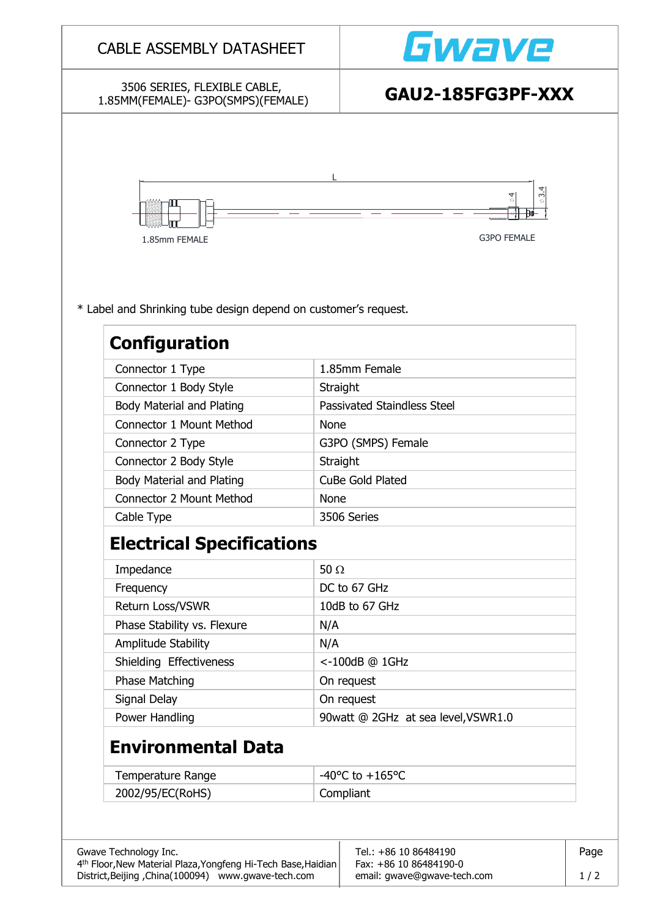CABLE ASSEMBLY DATASHEET

Gwave

3506 SERIES, FLEXIBLE CABLE,
1.85MM(FEMALE)- G3PO(SMPS)(FEMALE)

**GAU2-185FG3PF-XXX**

L

Ø4 Ø3.4

1.85mm FEMALE

G3PO FEMALE

* Label and Shrinking tube design depend on customer's request.

## Configuration

| | |
|---|---|
| Connector 1 Type | 1.85mm Female |
| Connector 1 Body Style | Straight |
| Body Material and Plating | Passivated Staindless Steel |
| Connector 1 Mount Method | None |
| Connector 2 Type | G3PO (SMPS) Female |
| Connector 2 Body Style | Straight |
| Body Material and Plating | CuBe Gold Plated |
| Connector 2 Mount Method | None |
| Cable Type | 3506 Series |

## Electrical Specifications

| | |
|---|---|
| Impedance | 50 Ω |
| Frequency | DC to 67 GHz |
| Return Loss/VSWR | 10dB to 67 GHz |
| Phase Stability vs. Flexure | N/A |
| Amplitude Stability | N/A |
| Shielding Effectiveness | <-100dB @ 1GHz |
| Phase Matching | On request |
| Signal Delay | On request |
| Power Handling | 90watt @ 2GHz at sea level,VSWR1.0 |

## Environmental Data

| | |
|---|---|
| Temperature Range | -40°C to +165°C |
| 2002/95/EC(RoHS) | Compliant |

Gwave Technology Inc.
4th Floor,New Material Plaza,Yongfeng Hi-Tech Base,Haidian District,Beijing ,China(100094) www.gwave-tech.com

Tel.: +86 10 86484190
Fax: +86 10 86484190-0
email: gwave@gwave-tech.com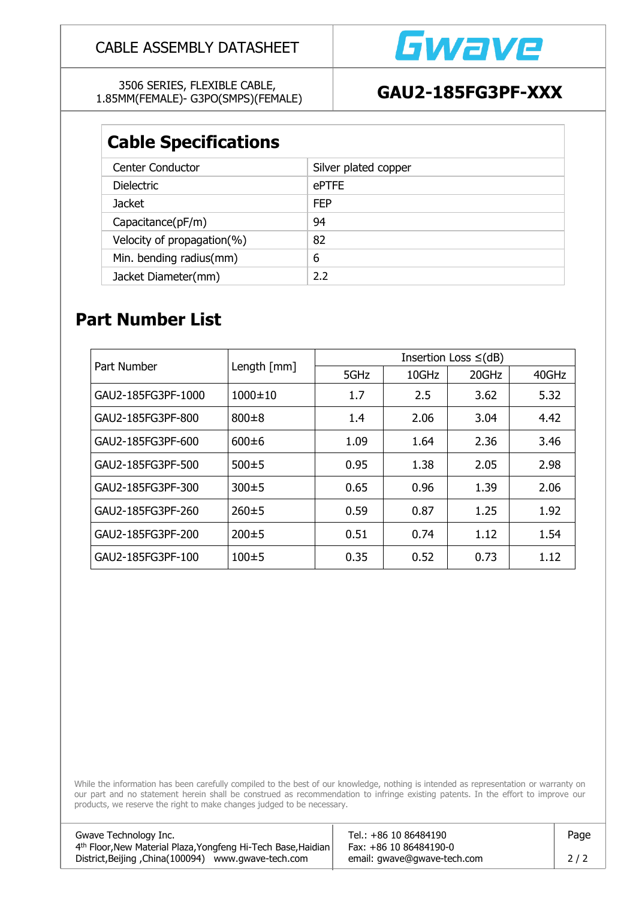CABLE ASSEMBLY DATASHEET

Gwave

3506 SERIES, FLEXIBLE CABLE, 1.85MM(FEMALE)- G3PO(SMPS)(FEMALE)

**GAU2-185FG3PF-XXX**

## Cable Specifications

| | |
|---|---|
| Center Conductor | Silver plated copper |
| Dielectric | ePTFE |
| Jacket | FEP |
| Capacitance(pF/m) | 94 |
| Velocity of propagation(%) | 82 |
| Min. bending radius(mm) | 6 |
| Jacket Diameter(mm) | 2.2 |

## Part Number List

| Part Number | Length [mm] | Insertion Loss ≤(dB) | | | |
|---|---|---|---|---|---|
| | | 5GHz | 10GHz | 20GHz | 40GHz |
| GAU2-185FG3PF-1000 | 1000±10 | 1.7 | 2.5 | 3.62 | 5.32 |
| GAU2-185FG3PF-800 | 800±8 | 1.4 | 2.06 | 3.04 | 4.42 |
| GAU2-185FG3PF-600 | 600±6 | 1.09 | 1.64 | 2.36 | 3.46 |
| GAU2-185FG3PF-500 | 500±5 | 0.95 | 1.38 | 2.05 | 2.98 |
| GAU2-185FG3PF-300 | 300±5 | 0.65 | 0.96 | 1.39 | 2.06 |
| GAU2-185FG3PF-260 | 260±5 | 0.59 | 0.87 | 1.25 | 1.92 |
| GAU2-185FG3PF-200 | 200±5 | 0.51 | 0.74 | 1.12 | 1.54 |
| GAU2-185FG3PF-100 | 100±5 | 0.35 | 0.52 | 0.73 | 1.12 |

While the information has been carefully compiled to the best of our knowledge, nothing is intended as representation or warranty on our part and no statement herein shall be construed as recommendation to infringe existing patents. In the effort to improve our products, we reserve the right to make changes judged to be necessary.

Gwave Technology Inc.
4th Floor,New Material Plaza,Yongfeng Hi-Tech Base,Haidian District,Beijing ,China(100094) www.gwave-tech.com

Tel.: +86 10 86484190
Fax: +86 10 86484190-0
email: gwave@gwave-tech.com